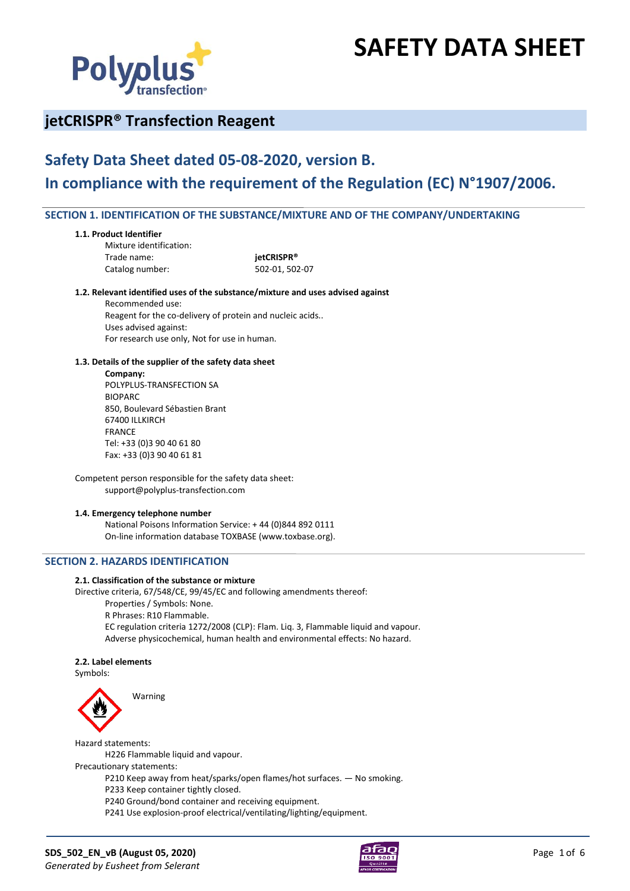# SAFETY DATA SHEET

## jetCRISPR® Transfection Reagent

## Safety Data Sheet dated 05-08-2020, version B.
## In compliance with the requirement of the Regulation (EC) N°1907/2006.

### SECTION 1. IDENTIFICATION OF THE SUBSTANCE/MIXTURE AND OF THE COMPANY/UNDERTAKING

**1.1. Product Identifier**

Mixture identification:
Trade name: **jetCRISPR®**
Catalog number: 502-01, 502-07

**1.2. Relevant identified uses of the substance/mixture and uses advised against**

Recommended use:
Reagent for the co-delivery of protein and nucleic acids..
Uses advised against:
For research use only, Not for use in human.

**1.3. Details of the supplier of the safety data sheet**

**Company:**
POLYPLUS-TRANSFECTION SA
BIOPARC
850, Boulevard Sébastien Brant
67400 ILLKIRCH
FRANCE
Tel: +33 (0)3 90 40 61 80
Fax: +33 (0)3 90 40 61 81

Competent person responsible for the safety data sheet:
support@polyplus-transfection.com

**1.4. Emergency telephone number**

National Poisons Information Service: + 44 (0)844 892 0111
On-line information database TOXBASE (www.toxbase.org).

### SECTION 2. HAZARDS IDENTIFICATION

**2.1. Classification of the substance or mixture**

Directive criteria, 67/548/CE, 99/45/EC and following amendments thereof:
Properties / Symbols: None.
R Phrases: R10 Flammable.
EC regulation criteria 1272/2008 (CLP): Flam. Liq. 3, Flammable liquid and vapour.
Adverse physicochemical, human health and environmental effects: No hazard.

**2.2. Label elements**

Symbols:

Warning

Hazard statements:
H226 Flammable liquid and vapour.

Precautionary statements:
P210 Keep away from heat/sparks/open flames/hot surfaces. — No smoking.
P233 Keep container tightly closed.
P240 Ground/bond container and receiving equipment.
P241 Use explosion-proof electrical/ventilating/lighting/equipment.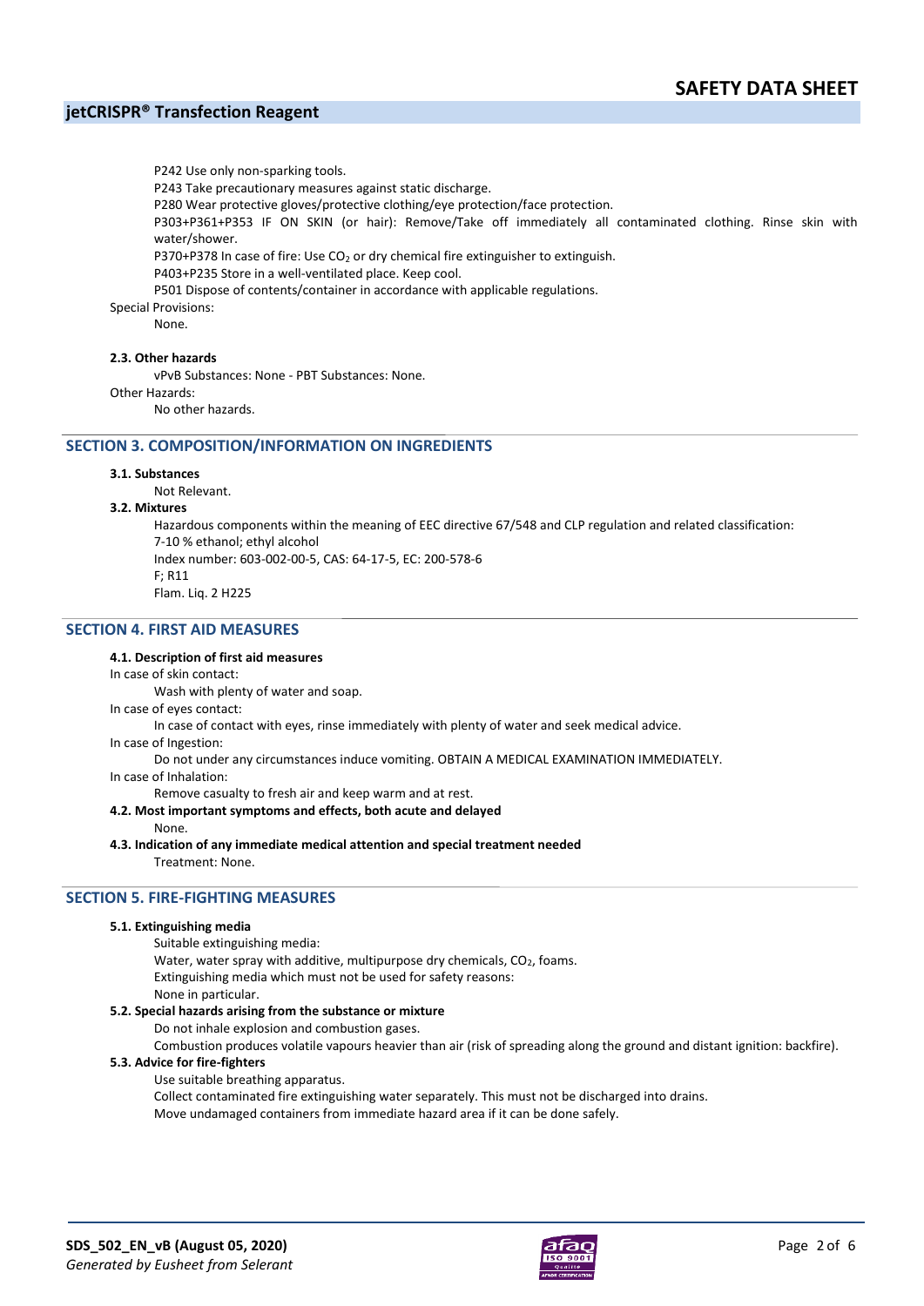P242 Use only non-sparking tools.

P243 Take precautionary measures against static discharge.

P280 Wear protective gloves/protective clothing/eye protection/face protection.

P303+P361+P353 IF ON SKIN (or hair): Remove/Take off immediately all contaminated clothing. Rinse skin with water/shower.

P370+P378 In case of fire: Use $CO_2$ or dry chemical fire extinguisher to extinguish.

P403+P235 Store in a well-ventilated place. Keep cool.

P501 Dispose of contents/container in accordance with applicable regulations.

Special Provisions:

None.

**2.3. Other hazards**

vPvB Substances: None - PBT Substances: None.

Other Hazards:

No other hazards.

## SECTION 3. COMPOSITION/INFORMATION ON INGREDIENTS

**3.1. Substances**

Not Relevant.

**3.2. Mixtures**

Hazardous components within the meaning of EEC directive 67/548 and CLP regulation and related classification:

7-10 % ethanol; ethyl alcohol

Index number: 603-002-00-5, CAS: 64-17-5, EC: 200-578-6

F; R11

Flam. Liq. 2 H225

## SECTION 4. FIRST AID MEASURES

**4.1. Description of first aid measures**

In case of skin contact:

Wash with plenty of water and soap.

In case of eyes contact:

In case of contact with eyes, rinse immediately with plenty of water and seek medical advice.

In case of Ingestion:

Do not under any circumstances induce vomiting. OBTAIN A MEDICAL EXAMINATION IMMEDIATELY.

In case of Inhalation:

Remove casualty to fresh air and keep warm and at rest.

**4.2. Most important symptoms and effects, both acute and delayed**

None.

**4.3. Indication of any immediate medical attention and special treatment needed**

Treatment: None.

## SECTION 5. FIRE-FIGHTING MEASURES

**5.1. Extinguishing media**

Suitable extinguishing media:

Water, water spray with additive, multipurpose dry chemicals, $CO_2$, foams.

Extinguishing media which must not be used for safety reasons:

None in particular.

**5.2. Special hazards arising from the substance or mixture**

Do not inhale explosion and combustion gases.

Combustion produces volatile vapours heavier than air (risk of spreading along the ground and distant ignition: backfire).

**5.3. Advice for fire-fighters**

Use suitable breathing apparatus.

Collect contaminated fire extinguishing water separately. This must not be discharged into drains.

Move undamaged containers from immediate hazard area if it can be done safely.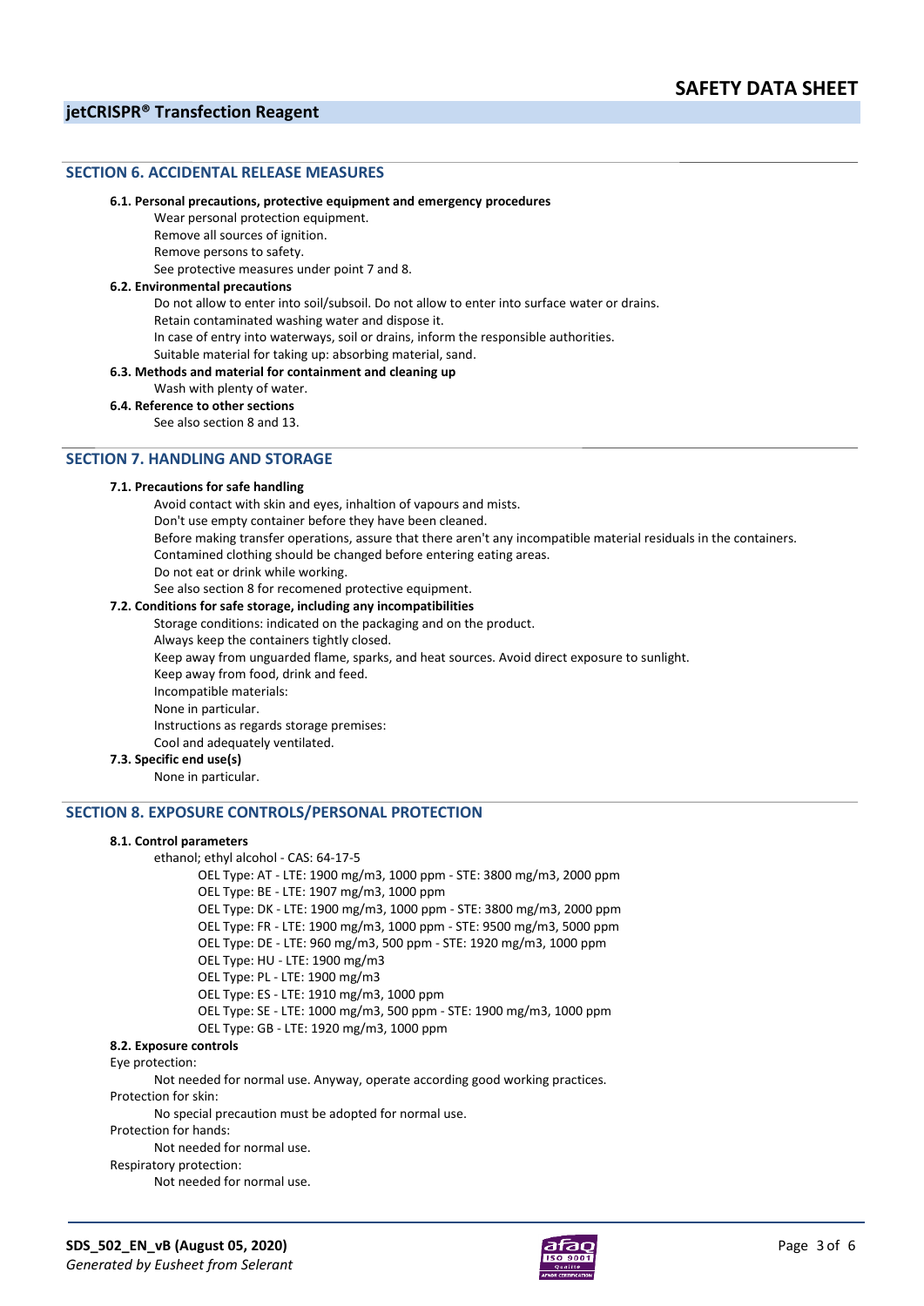## SECTION 6. ACCIDENTAL RELEASE MEASURES

**6.1. Personal precautions, protective equipment and emergency procedures**

Wear personal protection equipment.
Remove all sources of ignition.
Remove persons to safety.
See protective measures under point 7 and 8.

**6.2. Environmental precautions**

Do not allow to enter into soil/subsoil. Do not allow to enter into surface water or drains.
Retain contaminated washing water and dispose it.
In case of entry into waterways, soil or drains, inform the responsible authorities.
Suitable material for taking up: absorbing material, sand.

**6.3. Methods and material for containment and cleaning up**

Wash with plenty of water.

**6.4. Reference to other sections**

See also section 8 and 13.

## SECTION 7. HANDLING AND STORAGE

**7.1. Precautions for safe handling**

Avoid contact with skin and eyes, inhaltion of vapours and mists.
Don't use empty container before they have been cleaned.
Before making transfer operations, assure that there aren't any incompatible material residuals in the containers.
Contamined clothing should be changed before entering eating areas.
Do not eat or drink while working.
See also section 8 for recomened protective equipment.

**7.2. Conditions for safe storage, including any incompatibilities**

Storage conditions: indicated on the packaging and on the product.
Always keep the containers tightly closed.
Keep away from unguarded flame, sparks, and heat sources. Avoid direct exposure to sunlight.
Keep away from food, drink and feed.
Incompatible materials:
None in particular.
Instructions as regards storage premises:
Cool and adequately ventilated.

**7.3. Specific end use(s)**

None in particular.

## SECTION 8. EXPOSURE CONTROLS/PERSONAL PROTECTION

**8.1. Control parameters**

ethanol; ethyl alcohol - CAS: 64-17-5

- OEL Type: AT - LTE: 1900 mg/m3, 1000 ppm - STE: 3800 mg/m3, 2000 ppm
- OEL Type: BE - LTE: 1907 mg/m3, 1000 ppm
- OEL Type: DK - LTE: 1900 mg/m3, 1000 ppm - STE: 3800 mg/m3, 2000 ppm
- OEL Type: FR - LTE: 1900 mg/m3, 1000 ppm - STE: 9500 mg/m3, 5000 ppm
- OEL Type: DE - LTE: 960 mg/m3, 500 ppm - STE: 1920 mg/m3, 1000 ppm
- OEL Type: HU - LTE: 1900 mg/m3
- OEL Type: PL - LTE: 1900 mg/m3
- OEL Type: ES - LTE: 1910 mg/m3, 1000 ppm
- OEL Type: SE - LTE: 1000 mg/m3, 500 ppm - STE: 1900 mg/m3, 1000 ppm
- OEL Type: GB - LTE: 1920 mg/m3, 1000 ppm

**8.2. Exposure controls**

Eye protection:

Not needed for normal use. Anyway, operate according good working practices.

Protection for skin:

No special precaution must be adopted for normal use.

Protection for hands:

Not needed for normal use.

Respiratory protection:

Not needed for normal use.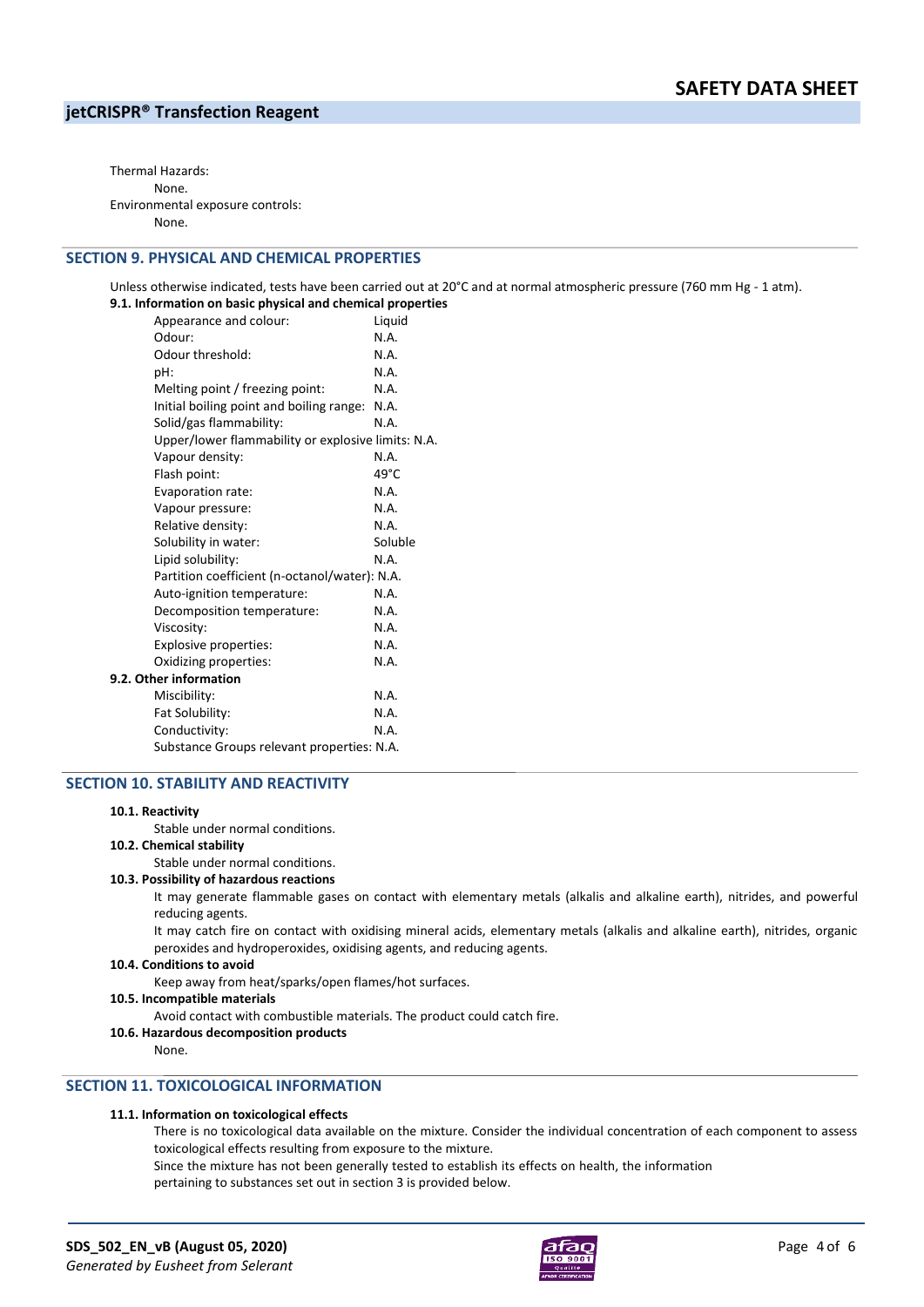Thermal Hazards:

None.

Environmental exposure controls:

None.

## SECTION 9. PHYSICAL AND CHEMICAL PROPERTIES

Unless otherwise indicated, tests have been carried out at 20°C and at normal atmospheric pressure (760 mm Hg - 1 atm).

**9.1. Information on basic physical and chemical properties**

| Property | Value |
|---|---|
| Appearance and colour: | Liquid |
| Odour: | N.A. |
| Odour threshold: | N.A. |
| pH: | N.A. |
| Melting point / freezing point: | N.A. |
| Initial boiling point and boiling range: | N.A. |
| Solid/gas flammability: | N.A. |
| Upper/lower flammability or explosive limits: | N.A. |
| Vapour density: | N.A. |
| Flash point: | 49°C |
| Evaporation rate: | N.A. |
| Vapour pressure: | N.A. |
| Relative density: | N.A. |
| Solubility in water: | Soluble |
| Lipid solubility: | N.A. |
| Partition coefficient (n-octanol/water): | N.A. |
| Auto-ignition temperature: | N.A. |
| Decomposition temperature: | N.A. |
| Viscosity: | N.A. |
| Explosive properties: | N.A. |
| Oxidizing properties: | N.A. |

**9.2. Other information**

| Property | Value |
|---|---|
| Miscibility: | N.A. |
| Fat Solubility: | N.A. |
| Conductivity: | N.A. |
| Substance Groups relevant properties: | N.A. |

## SECTION 10. STABILITY AND REACTIVITY

**10.1. Reactivity**

Stable under normal conditions.

**10.2. Chemical stability**

Stable under normal conditions.

**10.3. Possibility of hazardous reactions**

It may generate flammable gases on contact with elementary metals (alkalis and alkaline earth), nitrides, and powerful reducing agents.

It may catch fire on contact with oxidising mineral acids, elementary metals (alkalis and alkaline earth), nitrides, organic peroxides and hydroperoxides, oxidising agents, and reducing agents.

**10.4. Conditions to avoid**

Keep away from heat/sparks/open flames/hot surfaces.

**10.5. Incompatible materials**

Avoid contact with combustible materials. The product could catch fire.

**10.6. Hazardous decomposition products**

None.

## SECTION 11. TOXICOLOGICAL INFORMATION

**11.1. Information on toxicological effects**

There is no toxicological data available on the mixture. Consider the individual concentration of each component to assess toxicological effects resulting from exposure to the mixture.

Since the mixture has not been generally tested to establish its effects on health, the information pertaining to substances set out in section 3 is provided below.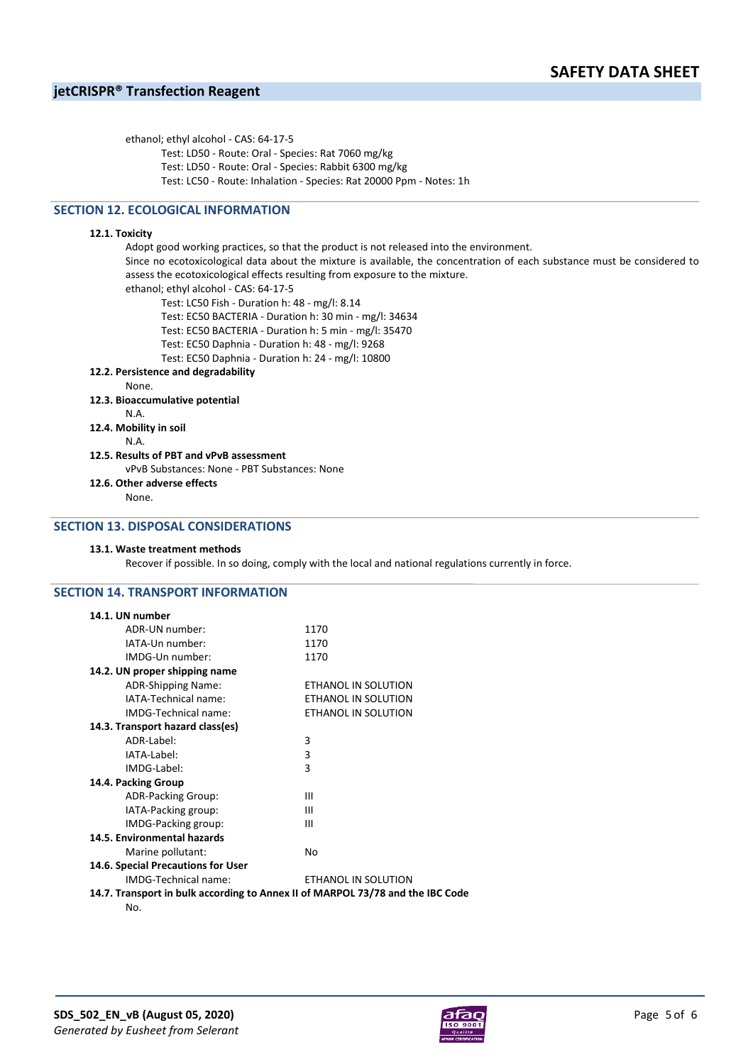ethanol; ethyl alcohol - CAS: 64-17-5

- Test: LD50 - Route: Oral - Species: Rat 7060 mg/kg
- Test: LD50 - Route: Oral - Species: Rabbit 6300 mg/kg
- Test: LC50 - Route: Inhalation - Species: Rat 20000 Ppm - Notes: 1h

## SECTION 12. ECOLOGICAL INFORMATION

### 12.1. Toxicity

Adopt good working practices, so that the product is not released into the environment.

Since no ecotoxicological data about the mixture is available, the concentration of each substance must be considered to assess the ecotoxicological effects resulting from exposure to the mixture.

ethanol; ethyl alcohol - CAS: 64-17-5

- Test: LC50 Fish - Duration h: 48 - mg/l: 8.14
- Test: EC50 BACTERIA - Duration h: 30 min - mg/l: 34634
- Test: EC50 BACTERIA - Duration h: 5 min - mg/l: 35470
- Test: EC50 Daphnia - Duration h: 48 - mg/l: 9268
- Test: EC50 Daphnia - Duration h: 24 - mg/l: 10800

### 12.2. Persistence and degradability

None.

### 12.3. Bioaccumulative potential

N.A.

### 12.4. Mobility in soil

N.A.

### 12.5. Results of PBT and vPvB assessment

vPvB Substances: None - PBT Substances: None

### 12.6. Other adverse effects

None.

## SECTION 13. DISPOSAL CONSIDERATIONS

### 13.1. Waste treatment methods

Recover if possible. In so doing, comply with the local and national regulations currently in force.

## SECTION 14. TRANSPORT INFORMATION

### 14.1. UN number

| | |
|---|---|
| ADR-UN number: | 1170 |
| IATA-Un number: | 1170 |
| IMDG-Un number: | 1170 |

### 14.2. UN proper shipping name

| | |
|---|---|
| ADR-Shipping Name: | ETHANOL IN SOLUTION |
| IATA-Technical name: | ETHANOL IN SOLUTION |
| IMDG-Technical name: | ETHANOL IN SOLUTION |

### 14.3. Transport hazard class(es)

| | |
|---|---|
| ADR-Label: | 3 |
| IATA-Label: | 3 |
| IMDG-Label: | 3 |

### 14.4. Packing Group

| | |
|---|---|
| ADR-Packing Group: | III |
| IATA-Packing group: | III |
| IMDG-Packing group: | III |

### 14.5. Environmental hazards

| | |
|---|---|
| Marine pollutant: | No |

### 14.6. Special Precautions for User

| | |
|---|---|
| IMDG-Technical name: | ETHANOL IN SOLUTION |

### 14.7. Transport in bulk according to Annex II of MARPOL 73/78 and the IBC Code

No.

**SDS_502_EN_vB (August 05, 2020)**
*Generated by Eusheet from Selerant*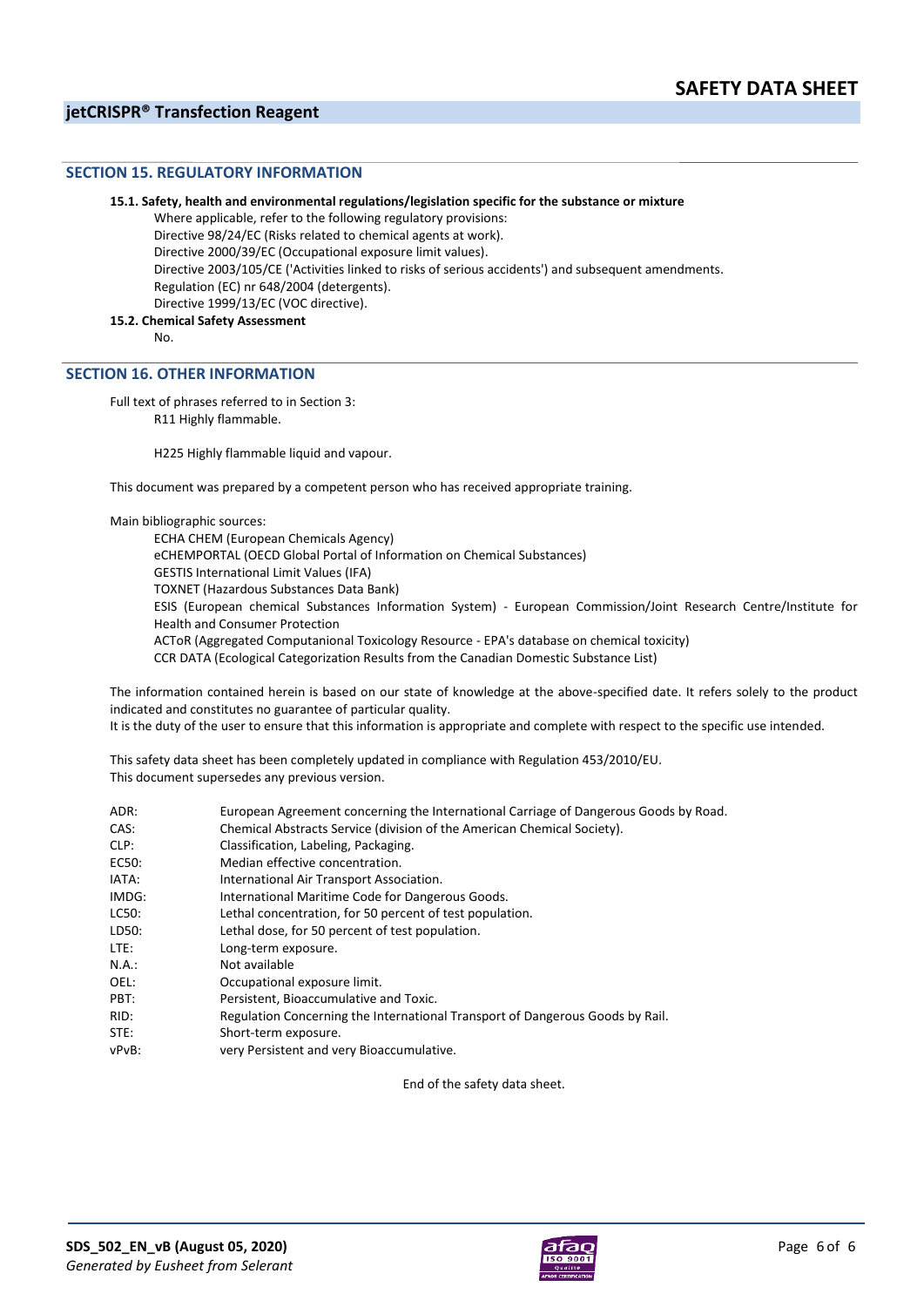## SECTION 15. REGULATORY INFORMATION

**15.1. Safety, health and environmental regulations/legislation specific for the substance or mixture**

Where applicable, refer to the following regulatory provisions:
Directive 98/24/EC (Risks related to chemical agents at work).
Directive 2000/39/EC (Occupational exposure limit values).
Directive 2003/105/CE ('Activities linked to risks of serious accidents') and subsequent amendments.
Regulation (EC) nr 648/2004 (detergents).
Directive 1999/13/EC (VOC directive).

**15.2. Chemical Safety Assessment**

No.

## SECTION 16. OTHER INFORMATION

Full text of phrases referred to in Section 3:

R11 Highly flammable.

H225 Highly flammable liquid and vapour.

This document was prepared by a competent person who has received appropriate training.

Main bibliographic sources:

ECHA CHEM (European Chemicals Agency)
eCHEMPORTAL (OECD Global Portal of Information on Chemical Substances)
GESTIS International Limit Values (IFA)
TOXNET (Hazardous Substances Data Bank)
ESIS (European chemical Substances Information System) - European Commission/Joint Research Centre/Institute for Health and Consumer Protection
ACToR (Aggregated Computanional Toxicology Resource - EPA's database on chemical toxicity)
CCR DATA (Ecological Categorization Results from the Canadian Domestic Substance List)

The information contained herein is based on our state of knowledge at the above-specified date. It refers solely to the product indicated and constitutes no guarantee of particular quality.
It is the duty of the user to ensure that this information is appropriate and complete with respect to the specific use intended.

This safety data sheet has been completely updated in compliance with Regulation 453/2010/EU.
This document supersedes any previous version.

| | |
|---|---|
| ADR: | European Agreement concerning the International Carriage of Dangerous Goods by Road. |
| CAS: | Chemical Abstracts Service (division of the American Chemical Society). |
| CLP: | Classification, Labeling, Packaging. |
| EC50: | Median effective concentration. |
| IATA: | International Air Transport Association. |
| IMDG: | International Maritime Code for Dangerous Goods. |
| LC50: | Lethal concentration, for 50 percent of test population. |
| LD50: | Lethal dose, for 50 percent of test population. |
| LTE: | Long-term exposure. |
| N.A.: | Not available |
| OEL: | Occupational exposure limit. |
| PBT: | Persistent, Bioaccumulative and Toxic. |
| RID: | Regulation Concerning the International Transport of Dangerous Goods by Rail. |
| STE: | Short-term exposure. |
| vPvB: | very Persistent and very Bioaccumulative. |

End of the safety data sheet.